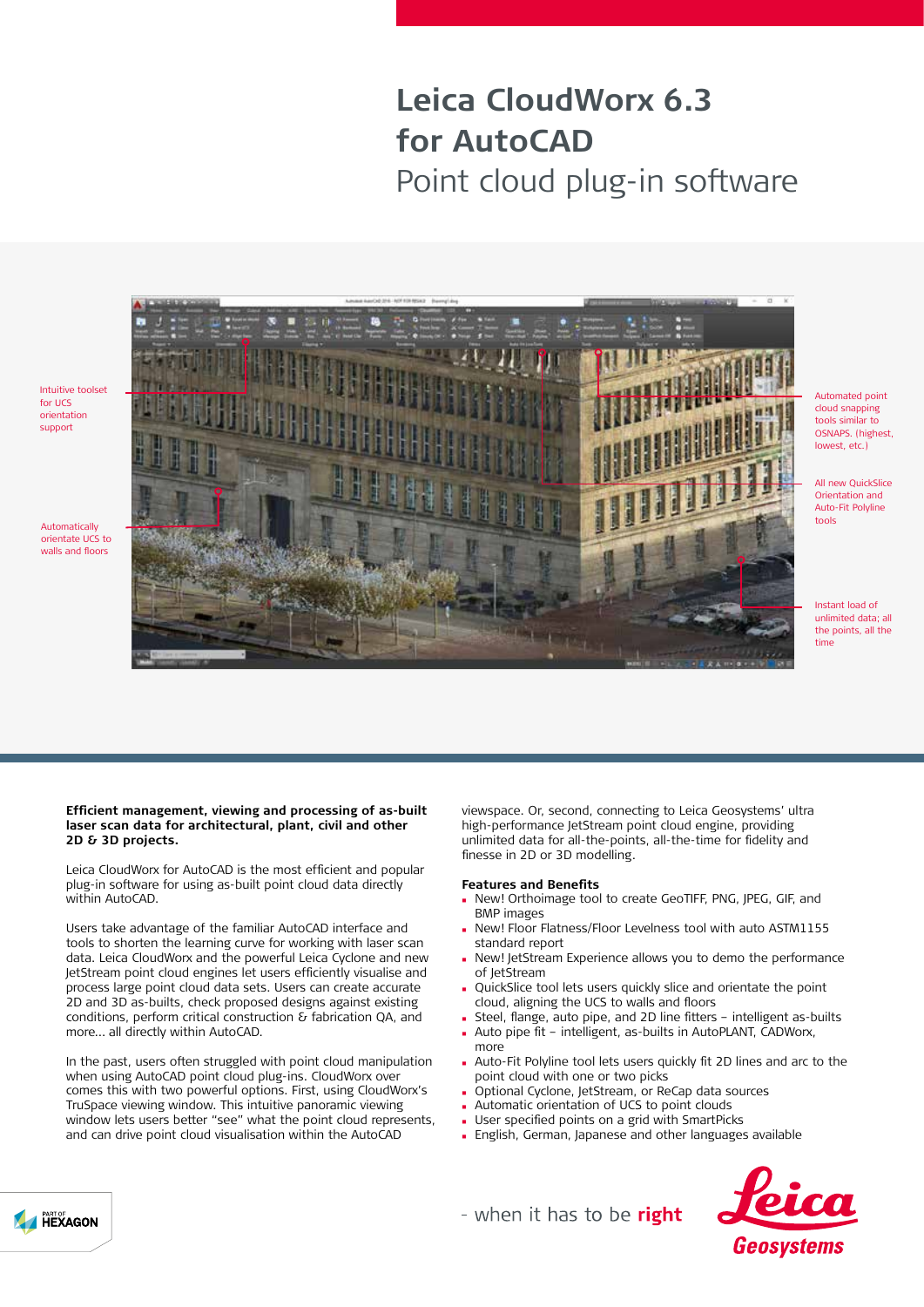# Leica CloudWorx 6.3 for AutoCAD

## Point cloud plug-in software

Intuitive toolset for UCS orientation support

Automatically orientate UCS to walls and floors

Automated point cloud snapping tools similar to OSNAPS. (highest, lowest, etc.)

All new QuickSlice Orientation and Auto-Fit Polyline tools

Instant load of unlimited data; all the points, all the time

**Efficient management, viewing and processing of as-built laser scan data for architectural, plant, civil and other 2D & 3D projects.**

Leica CloudWorx for AutoCAD is the most efficient and popular plug-in software for using as-built point cloud data directly within AutoCAD.

Users take advantage of the familiar AutoCAD interface and tools to shorten the learning curve for working with laser scan data. Leica CloudWorx and the powerful Leica Cyclone and new JetStream point cloud engines let users efficiently visualise and process large point cloud data sets. Users can create accurate 2D and 3D as-builts, check proposed designs against existing conditions, perform critical construction & fabrication QA, and more... all directly within AutoCAD.

In the past, users often struggled with point cloud manipulation when using AutoCAD point cloud plug-ins. CloudWorx over comes this with two powerful options. First, using CloudWorx's TruSpace viewing window. This intuitive panoramic viewing window lets users better "see" what the point cloud represents, and can drive point cloud visualisation within the AutoCAD viewspace. Or, second, connecting to Leica Geosystems' ultra high-performance JetStream point cloud engine, providing unlimited data for all-the-points, all-the-time for fidelity and finesse in 2D or 3D modelling.

### Features and Benefits

- New! Orthoimage tool to create GeoTIFF, PNG, JPEG, GIF, and BMP images
- New! Floor Flatness/Floor Levelness tool with auto ASTM1155 standard report
- New! JetStream Experience allows you to demo the performance of JetStream
- QuickSlice tool lets users quickly slice and orientate the point cloud, aligning the UCS to walls and floors
- Steel, flange, auto pipe, and 2D line fitters – intelligent as-builts
- Auto pipe fit – intelligent, as-builts in AutoPLANT, CADWorx, more
- Auto-Fit Polyline tool lets users quickly fit 2D lines and arc to the point cloud with one or two picks
- Optional Cyclone, JetStream, or ReCap data sources
- Automatic orientation of UCS to point clouds
- User specified points on a grid with SmartPicks
- English, German, Japanese and other languages available

PART OF HEXAGON

- when it has to be **right**

Leica Geosystems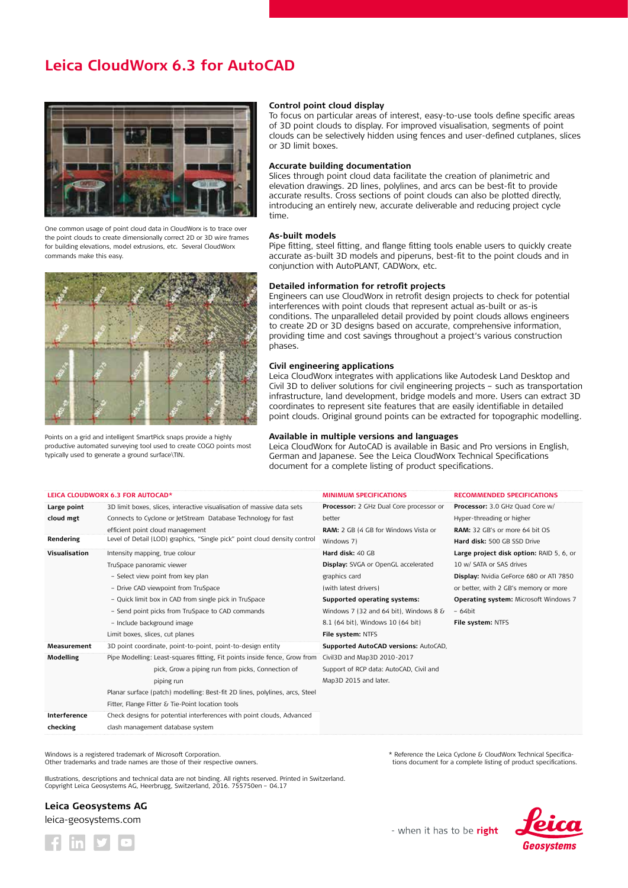# Leica CloudWorx 6.3 for AutoCAD

One common usage of point cloud data in CloudWorx is to trace over the point clouds to create dimensionally correct 2D or 3D wire frames for building elevations, model extrusions, etc. Several CloudWorx commands make this easy.

Points on a grid and intelligent SmartPick snaps provide a highly productive automated surveying tool used to create COGO points most typically used to generate a ground surface\TIN.

### Control point cloud display

To focus on particular areas of interest, easy-to-use tools define specific areas of 3D point clouds to display. For improved visualisation, segments of point clouds can be selectively hidden using fences and user-defined cutplanes, slices or 3D limit boxes.

### Accurate building documentation

Slices through point cloud data facilitate the creation of planimetric and elevation drawings. 2D lines, polylines, and arcs can be best-fit to provide accurate results. Cross sections of point clouds can also be plotted directly, introducing an entirely new, accurate deliverable and reducing project cycle time.

### As-built models

Pipe fitting, steel fitting, and flange fitting tools enable users to quickly create accurate as-built 3D models and piperuns, best-fit to the point clouds and in conjunction with AutoPLANT, CADWorx, etc.

### Detailed information for retrofit projects

Engineers can use CloudWorx in retrofit design projects to check for potential interferences with point clouds that represent actual as-built or as-is conditions. The unparalleled detail provided by point clouds allows engineers to create 2D or 3D designs based on accurate, comprehensive information, providing time and cost savings throughout a project's various construction phases.

### Civil engineering applications

Leica CloudWorx integrates with applications like Autodesk Land Desktop and Civil 3D to deliver solutions for civil engineering projects – such as transportation infrastructure, land development, bridge models and more. Users can extract 3D coordinates to represent site features that are easily identifiable in detailed point clouds. Original ground points can be extracted for topographic modelling.

### Available in multiple versions and languages

Leica CloudWorx for AutoCAD is available in Basic and Pro versions in English, German and Japanese. See the Leica CloudWorx Technical Specifications document for a complete listing of product specifications.

| LEICA CLOUDWORX 6.3 FOR AUTOCAD* | |
|---|---|
| **Large point cloud mgt** | 3D limit boxes, slices, interactive visualisation of massive data sets<br>Connects to Cyclone or JetStream Database Technology for fast efficient point cloud management |
| **Rendering** | Level of Detail (LOD) graphics, "Single pick" point cloud density control |
| **Visualisation** | Intensity mapping, true colour<br>TruSpace panoramic viewer<br>– Select view point from key plan<br>– Drive CAD viewpoint from TruSpace<br>– Quick limit box in CAD from single pick in TruSpace<br>– Send point picks from TruSpace to CAD commands<br>– Include background image<br>Limit boxes, slices, cut planes |
| **Measurement** | 3D point coordinate, point-to-point, point-to-design entity |
| **Modelling** | Pipe Modelling: Least-squares fitting, Fit points inside fence, Grow from pick, Grow a piping run from picks, Connection of piping run<br>Planar surface (patch) modelling: Best-fit 2D lines, polylines, arcs, Steel Fitter, Flange Fitter & Tie-Point location tools |
| **Interference checking** | Check designs for potential interferences with point clouds, Advanced clash management database system |

| MINIMUM SPECIFICATIONS | RECOMMENDED SPECIFICATIONS |
|---|---|
| **Processor:** 2 GHz Dual Core processor or better | **Processor:** 3.0 GHz Quad Core w/ Hyper-threading or higher |
| **RAM:** 2 GB (4 GB for Windows Vista or Windows 7) | **RAM:** 32 GB's or more 64 bit OS |
| **Hard disk:** 40 GB | **Hard disk:** 500 GB SSD Drive |
| **Display:** SVGA or OpenGL accelerated graphics card (with latest drivers) | **Large project disk option:** RAID 5, 6, or 10 w/ SATA or SAS drives |
| **Supported operating systems:** Windows 7 (32 and 64 bit), Windows 8 & 8.1 (64 bit), Windows 10 (64 bit) | **Display:** Nvidia GeForce 680 or ATI 7850 or better, with 2 GB's memory or more |
| **File system:** NTFS | **Operating system:** Microsoft Windows 7 – 64bit |
| **Supported AutoCAD versions:** AutoCAD, Civil3D and Map3D 2010-2017<br>Support of RCP data: AutoCAD, Civil and Map3D 2015 and later. | **File system:** NTFS |

Windows is a registered trademark of Microsoft Corporation.
Other trademarks and trade names are those of their respective owners.

* Reference the Leica Cyclone & CloudWorx Technical Specifications document for a complete listing of product specifications.

Illustrations, descriptions and technical data are not binding. All rights reserved. Printed in Switzerland.
Copyright Leica Geosystems AG, Heerbrugg, Switzerland, 2016. 755750en – 04.17

**Leica Geosystems AG**
leica-geosystems.com

- when it has to be **right**

Leica Geosystems